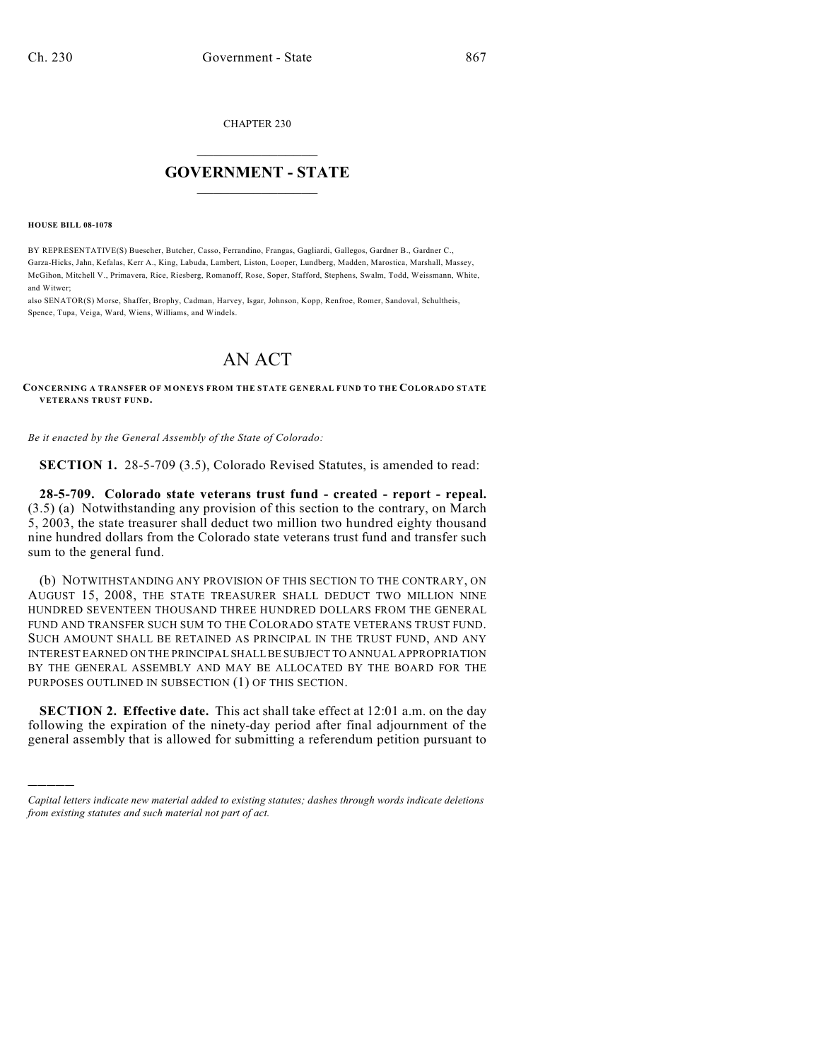CHAPTER 230

# GOVERNMENT - STATE

**HOUSE BILL 08-1078**

BY REPRESENTATIVE(S) Buescher, Butcher, Casso, Ferrandino, Frangas, Gagliardi, Gallegos, Gardner B., Gardner C., Garza-Hicks, Jahn, Kefalas, Kerr A., King, Labuda, Lambert, Liston, Looper, Lundberg, Madden, Marostica, Marshall, Massey, McGihon, Mitchell V., Primavera, Rice, Riesberg, Romanoff, Rose, Soper, Stafford, Stephens, Swalm, Todd, Weissmann, White, and Witwer;
also SENATOR(S) Morse, Shaffer, Brophy, Cadman, Harvey, Isgar, Johnson, Kopp, Renfroe, Romer, Sandoval, Schultheis, Spence, Tupa, Veiga, Ward, Wiens, Williams, and Windels.

# AN ACT

**CONCERNING A TRANSFER OF MONEYS FROM THE STATE GENERAL FUND TO THE COLORADO STATE VETERANS TRUST FUND.**

*Be it enacted by the General Assembly of the State of Colorado:*

**SECTION 1.** 28-5-709 (3.5), Colorado Revised Statutes, is amended to read:

**28-5-709. Colorado state veterans trust fund - created - report - repeal.** (3.5) (a) Notwithstanding any provision of this section to the contrary, on March 5, 2003, the state treasurer shall deduct two million two hundred eighty thousand nine hundred dollars from the Colorado state veterans trust fund and transfer such sum to the general fund.

(b) NOTWITHSTANDING ANY PROVISION OF THIS SECTION TO THE CONTRARY, ON AUGUST 15, 2008, THE STATE TREASURER SHALL DEDUCT TWO MILLION NINE HUNDRED SEVENTEEN THOUSAND THREE HUNDRED DOLLARS FROM THE GENERAL FUND AND TRANSFER SUCH SUM TO THE COLORADO STATE VETERANS TRUST FUND. SUCH AMOUNT SHALL BE RETAINED AS PRINCIPAL IN THE TRUST FUND, AND ANY INTEREST EARNED ON THE PRINCIPAL SHALL BE SUBJECT TO ANNUAL APPROPRIATION BY THE GENERAL ASSEMBLY AND MAY BE ALLOCATED BY THE BOARD FOR THE PURPOSES OUTLINED IN SUBSECTION (1) OF THIS SECTION.

**SECTION 2. Effective date.** This act shall take effect at 12:01 a.m. on the day following the expiration of the ninety-day period after final adjournment of the general assembly that is allowed for submitting a referendum petition pursuant to

*Capital letters indicate new material added to existing statutes; dashes through words indicate deletions from existing statutes and such material not part of act.*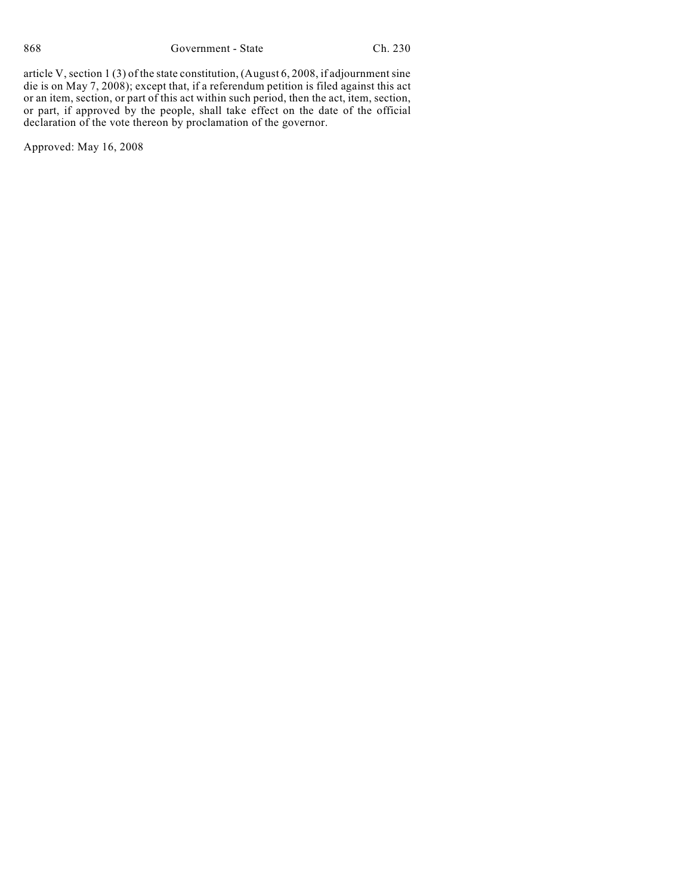article V, section 1 (3) of the state constitution, (August 6, 2008, if adjournment sine die is on May 7, 2008); except that, if a referendum petition is filed against this act or an item, section, or part of this act within such period, then the act, item, section, or part, if approved by the people, shall take effect on the date of the official declaration of the vote thereon by proclamation of the governor.

Approved: May 16, 2008